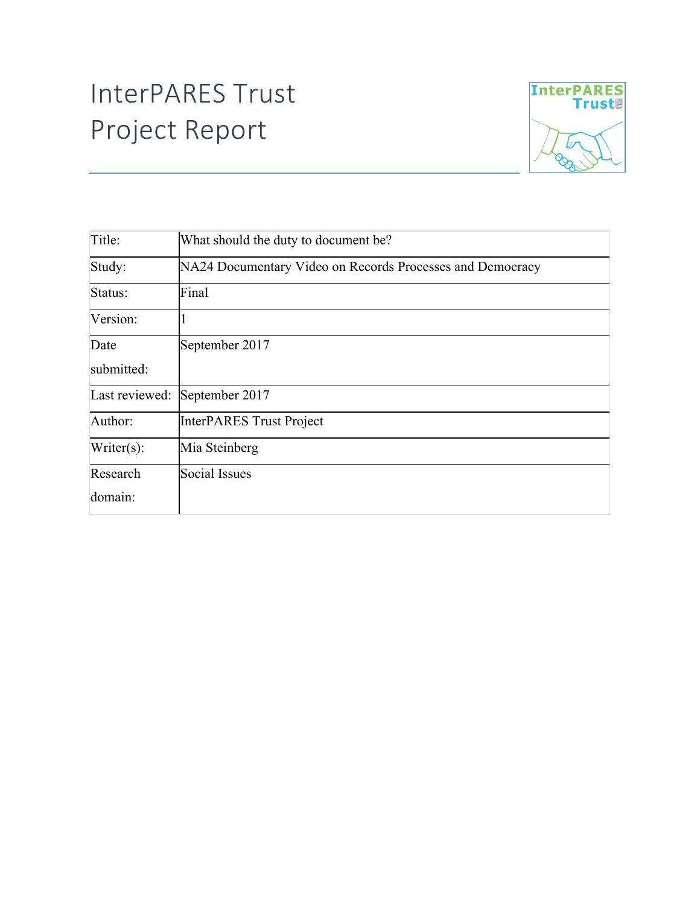# InterPARES Trust Project Report

| | |
|---|---|
| Title: | What should the duty to document be? |
| Study: | NA24 Documentary Video on Records Processes and Democracy |
| Status: | Final |
| Version: | 1 |
| Date submitted: | September 2017 |
| Last reviewed: | September 2017 |
| Author: | InterPARES Trust Project |
| Writer(s): | Mia Steinberg |
| Research domain: | Social Issues |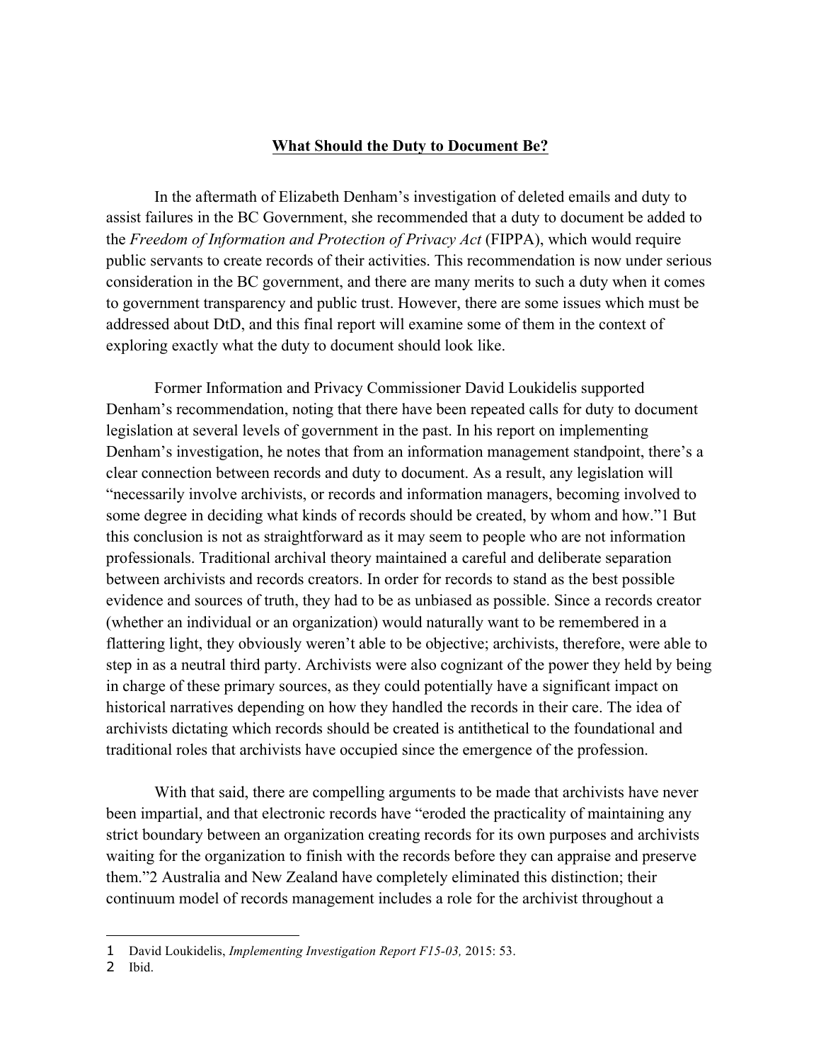## What Should the Duty to Document Be?

In the aftermath of Elizabeth Denham's investigation of deleted emails and duty to assist failures in the BC Government, she recommended that a duty to document be added to the *Freedom of Information and Protection of Privacy Act* (FIPPA), which would require public servants to create records of their activities. This recommendation is now under serious consideration in the BC government, and there are many merits to such a duty when it comes to government transparency and public trust. However, there are some issues which must be addressed about DtD, and this final report will examine some of them in the context of exploring exactly what the duty to document should look like.

Former Information and Privacy Commissioner David Loukidelis supported Denham's recommendation, noting that there have been repeated calls for duty to document legislation at several levels of government in the past. In his report on implementing Denham's investigation, he notes that from an information management standpoint, there's a clear connection between records and duty to document. As a result, any legislation will "necessarily involve archivists, or records and information managers, becoming involved to some degree in deciding what kinds of records should be created, by whom and how."[1] But this conclusion is not as straightforward as it may seem to people who are not information professionals. Traditional archival theory maintained a careful and deliberate separation between archivists and records creators. In order for records to stand as the best possible evidence and sources of truth, they had to be as unbiased as possible. Since a records creator (whether an individual or an organization) would naturally want to be remembered in a flattering light, they obviously weren't able to be objective; archivists, therefore, were able to step in as a neutral third party. Archivists were also cognizant of the power they held by being in charge of these primary sources, as they could potentially have a significant impact on historical narratives depending on how they handled the records in their care. The idea of archivists dictating which records should be created is antithetical to the foundational and traditional roles that archivists have occupied since the emergence of the profession.

With that said, there are compelling arguments to be made that archivists have never been impartial, and that electronic records have "eroded the practicality of maintaining any strict boundary between an organization creating records for its own purposes and archivists waiting for the organization to finish with the records before they can appraise and preserve them."[2] Australia and New Zealand have completely eliminated this distinction; their continuum model of records management includes a role for the archivist throughout a

---

[1] David Loukidelis, *Implementing Investigation Report F15-03,* 2015: 53.

[2] Ibid.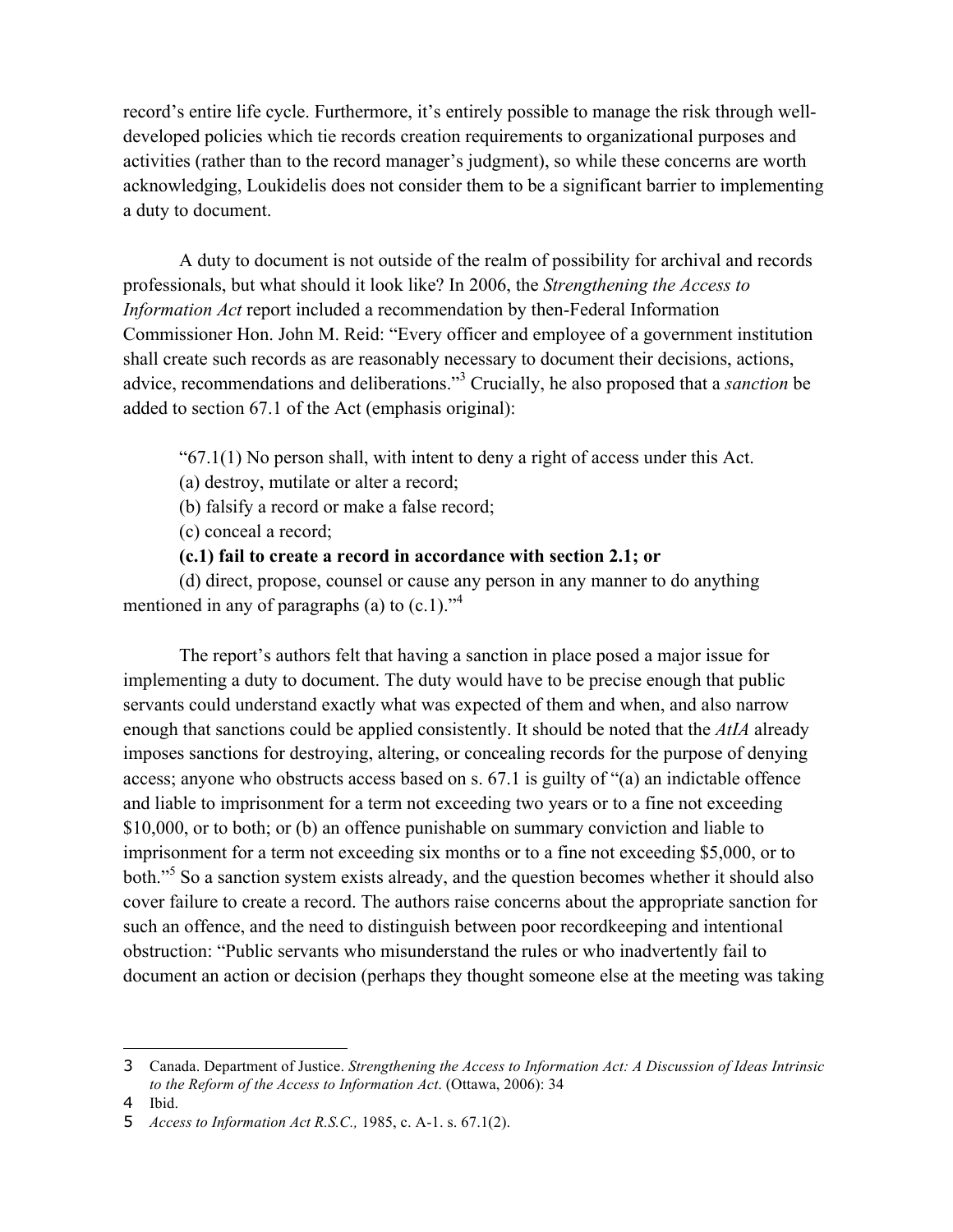record's entire life cycle. Furthermore, it's entirely possible to manage the risk through well-developed policies which tie records creation requirements to organizational purposes and activities (rather than to the record manager's judgment), so while these concerns are worth acknowledging, Loukidelis does not consider them to be a significant barrier to implementing a duty to document.

A duty to document is not outside of the realm of possibility for archival and records professionals, but what should it look like? In 2006, the *Strengthening the Access to Information Act* report included a recommendation by then-Federal Information Commissioner Hon. John M. Reid: "Every officer and employee of a government institution shall create such records as are reasonably necessary to document their decisions, actions, advice, recommendations and deliberations."[3] Crucially, he also proposed that a *sanction* be added to section 67.1 of the Act (emphasis original):

> "67.1(1) No person shall, with intent to deny a right of access under this Act.
>
> (a) destroy, mutilate or alter a record;
>
> (b) falsify a record or make a false record;
>
> (c) conceal a record;
>
> **(c.1) fail to create a record in accordance with section 2.1; or**
>
> (d) direct, propose, counsel or cause any person in any manner to do anything mentioned in any of paragraphs (a) to (c.1)."[4]

The report's authors felt that having a sanction in place posed a major issue for implementing a duty to document. The duty would have to be precise enough that public servants could understand exactly what was expected of them and when, and also narrow enough that sanctions could be applied consistently. It should be noted that the *AtIA* already imposes sanctions for destroying, altering, or concealing records for the purpose of denying access; anyone who obstructs access based on s. 67.1 is guilty of "(a) an indictable offence and liable to imprisonment for a term not exceeding two years or to a fine not exceeding $10,000, or to both; or (b) an offence punishable on summary conviction and liable to imprisonment for a term not exceeding six months or to a fine not exceeding $5,000, or to both."[5] So a sanction system exists already, and the question becomes whether it should also cover failure to create a record. The authors raise concerns about the appropriate sanction for such an offence, and the need to distinguish between poor recordkeeping and intentional obstruction: "Public servants who misunderstand the rules or who inadvertently fail to document an action or decision (perhaps they thought someone else at the meeting was taking

---

3 Canada. Department of Justice. *Strengthening the Access to Information Act: A Discussion of Ideas Intrinsic to the Reform of the Access to Information Act*. (Ottawa, 2006): 34

4 Ibid.

5 *Access to Information Act R.S.C.,* 1985, c. A-1. s. 67.1(2).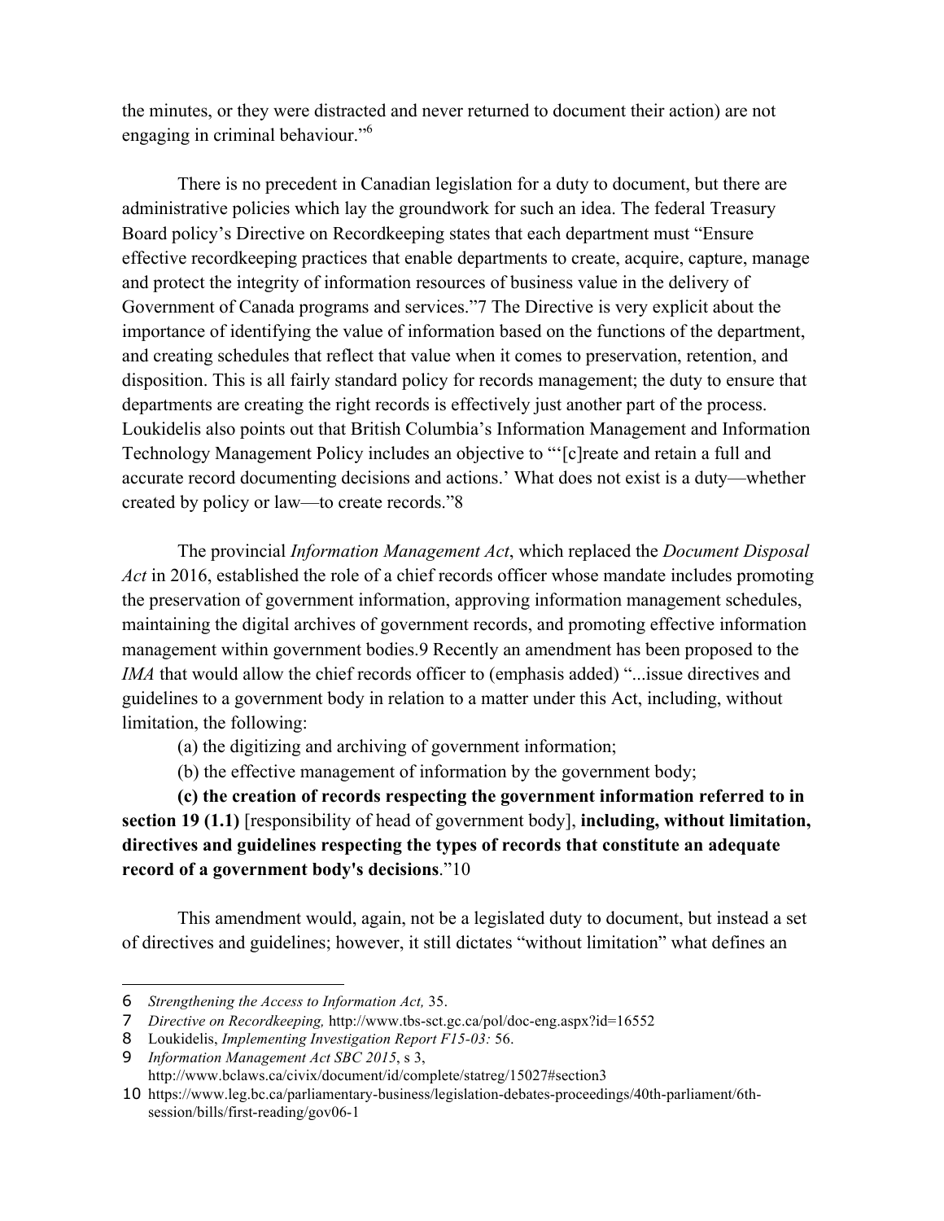the minutes, or they were distracted and never returned to document their action) are not engaging in criminal behaviour."[6]

There is no precedent in Canadian legislation for a duty to document, but there are administrative policies which lay the groundwork for such an idea. The federal Treasury Board policy's Directive on Recordkeeping states that each department must "Ensure effective recordkeeping practices that enable departments to create, acquire, capture, manage and protect the integrity of information resources of business value in the delivery of Government of Canada programs and services."7 The Directive is very explicit about the importance of identifying the value of information based on the functions of the department, and creating schedules that reflect that value when it comes to preservation, retention, and disposition. This is all fairly standard policy for records management; the duty to ensure that departments are creating the right records is effectively just another part of the process. Loukidelis also points out that British Columbia's Information Management and Information Technology Management Policy includes an objective to "'[c]reate and retain a full and accurate record documenting decisions and actions.' What does not exist is a duty—whether created by policy or law—to create records."8

The provincial *Information Management Act*, which replaced the *Document Disposal Act* in 2016, established the role of a chief records officer whose mandate includes promoting the preservation of government information, approving information management schedules, maintaining the digital archives of government records, and promoting effective information management within government bodies.9 Recently an amendment has been proposed to the *IMA* that would allow the chief records officer to (emphasis added) "...issue directives and guidelines to a government body in relation to a matter under this Act, including, without limitation, the following:

(a) the digitizing and archiving of government information;

(b) the effective management of information by the government body;

**(c) the creation of records respecting the government information referred to in section 19 (1.1)** [responsibility of head of government body], **including, without limitation, directives and guidelines respecting the types of records that constitute an adequate record of a government body's decisions**."10

This amendment would, again, not be a legislated duty to document, but instead a set of directives and guidelines; however, it still dictates "without limitation" what defines an

---

6 *Strengthening the Access to Information Act,* 35.

7 *Directive on Recordkeeping,* http://www.tbs-sct.gc.ca/pol/doc-eng.aspx?id=16552

8 Loukidelis, *Implementing Investigation Report F15-03:* 56.

9 *Information Management Act SBC 2015*, s 3, http://www.bclaws.ca/civix/document/id/complete/statreg/15027#section3

10 https://www.leg.bc.ca/parliamentary-business/legislation-debates-proceedings/40th-parliament/6th-session/bills/first-reading/gov06-1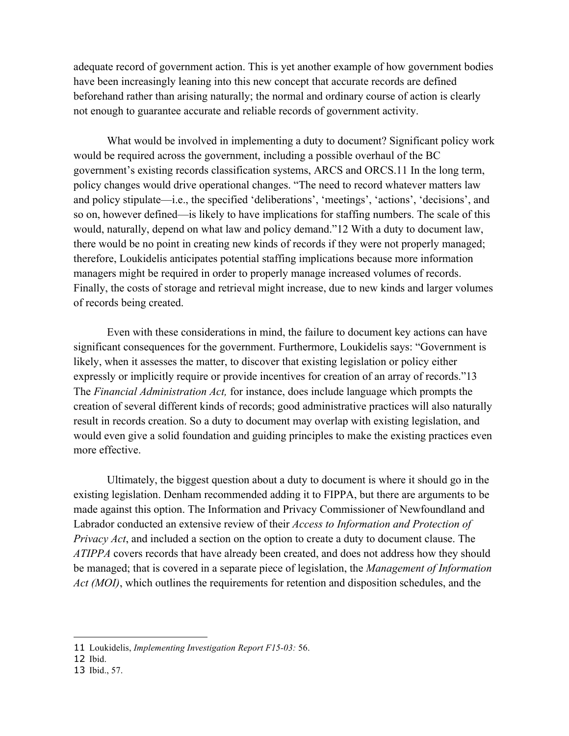adequate record of government action. This is yet another example of how government bodies have been increasingly leaning into this new concept that accurate records are defined beforehand rather than arising naturally; the normal and ordinary course of action is clearly not enough to guarantee accurate and reliable records of government activity.

What would be involved in implementing a duty to document? Significant policy work would be required across the government, including a possible overhaul of the BC government's existing records classification systems, ARCS and ORCS.[11] In the long term, policy changes would drive operational changes. "The need to record whatever matters law and policy stipulate—i.e., the specified 'deliberations', 'meetings', 'actions', 'decisions', and so on, however defined—is likely to have implications for staffing numbers. The scale of this would, naturally, depend on what law and policy demand."[12] With a duty to document law, there would be no point in creating new kinds of records if they were not properly managed; therefore, Loukidelis anticipates potential staffing implications because more information managers might be required in order to properly manage increased volumes of records. Finally, the costs of storage and retrieval might increase, due to new kinds and larger volumes of records being created.

Even with these considerations in mind, the failure to document key actions can have significant consequences for the government. Furthermore, Loukidelis says: "Government is likely, when it assesses the matter, to discover that existing legislation or policy either expressly or implicitly require or provide incentives for creation of an array of records."[13] The *Financial Administration Act,* for instance, does include language which prompts the creation of several different kinds of records; good administrative practices will also naturally result in records creation. So a duty to document may overlap with existing legislation, and would even give a solid foundation and guiding principles to make the existing practices even more effective.

Ultimately, the biggest question about a duty to document is where it should go in the existing legislation. Denham recommended adding it to FIPPA, but there are arguments to be made against this option. The Information and Privacy Commissioner of Newfoundland and Labrador conducted an extensive review of their *Access to Information and Protection of Privacy Act*, and included a section on the option to create a duty to document clause. The *ATIPPA* covers records that have already been created, and does not address how they should be managed; that is covered in a separate piece of legislation, the *Management of Information Act (MOI)*, which outlines the requirements for retention and disposition schedules, and the

---

11 Loukidelis, *Implementing Investigation Report F15-03:* 56.

12 Ibid.

13 Ibid., 57.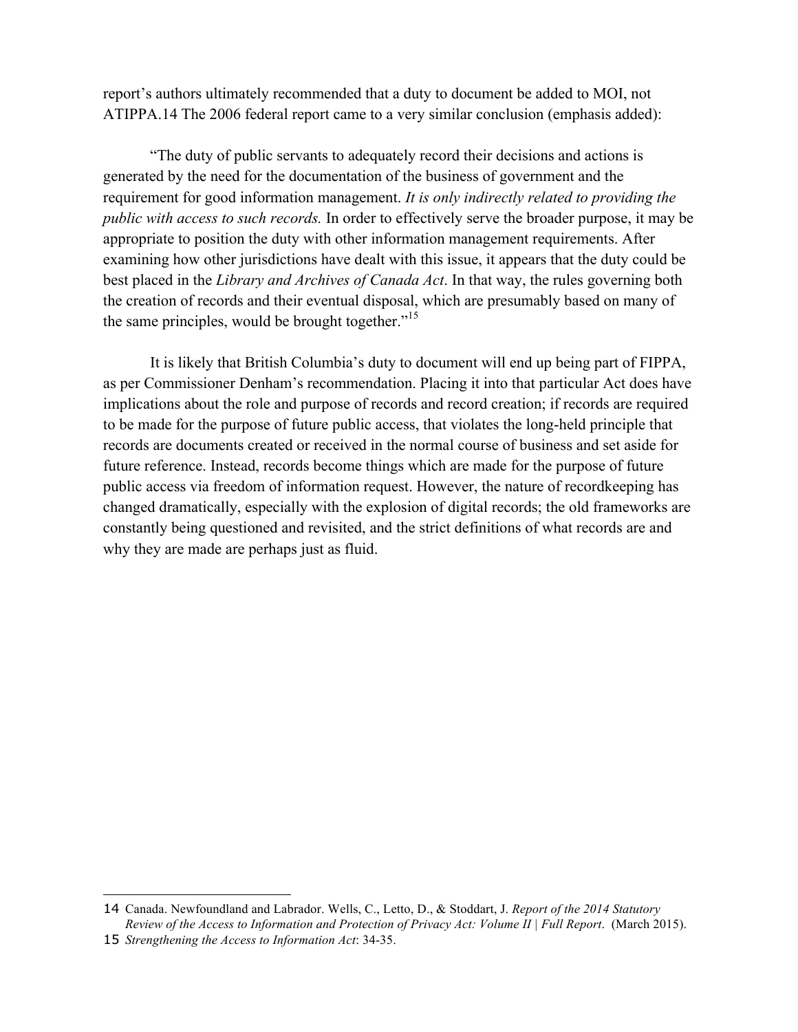report's authors ultimately recommended that a duty to document be added to MOI, not ATIPPA.14 The 2006 federal report came to a very similar conclusion (emphasis added):

"The duty of public servants to adequately record their decisions and actions is generated by the need for the documentation of the business of government and the requirement for good information management. *It is only indirectly related to providing the public with access to such records.* In order to effectively serve the broader purpose, it may be appropriate to position the duty with other information management requirements. After examining how other jurisdictions have dealt with this issue, it appears that the duty could be best placed in the *Library and Archives of Canada Act*. In that way, the rules governing both the creation of records and their eventual disposal, which are presumably based on many of the same principles, would be brought together."[15]

It is likely that British Columbia's duty to document will end up being part of FIPPA, as per Commissioner Denham's recommendation. Placing it into that particular Act does have implications about the role and purpose of records and record creation; if records are required to be made for the purpose of future public access, that violates the long-held principle that records are documents created or received in the normal course of business and set aside for future reference. Instead, records become things which are made for the purpose of future public access via freedom of information request. However, the nature of recordkeeping has changed dramatically, especially with the explosion of digital records; the old frameworks are constantly being questioned and revisited, and the strict definitions of what records are and why they are made are perhaps just as fluid.

---

14 Canada. Newfoundland and Labrador. Wells, C., Letto, D., & Stoddart, J. *Report of the 2014 Statutory Review of the Access to Information and Protection of Privacy Act: Volume II | Full Report*. (March 2015).

15 *Strengthening the Access to Information Act*: 34-35.